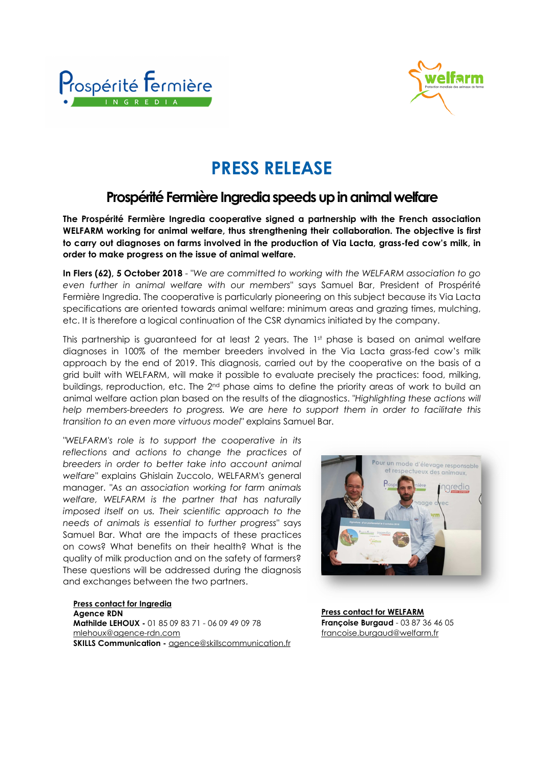# PRESS RELEASE

## Prospérité Fermière Ingredia speeds up in animal welfare

**The Prospérité Fermière Ingredia cooperative signed a partnership with the French association WELFARM working for animal welfare, thus strengthening their collaboration. The objective is first to carry out diagnoses on farms involved in the production of Via Lacta, grass-fed cow's milk, in order to make progress on the issue of animal welfare.**

**In Flers (62), 5 October 2018** - *"We are committed to working with the WELFARM association to go even further in animal welfare with our members"* says Samuel Bar, President of Prospérité Fermière Ingredia. The cooperative is particularly pioneering on this subject because its Via Lacta specifications are oriented towards animal welfare: minimum areas and grazing times, mulching, etc. It is therefore a logical continuation of the CSR dynamics initiated by the company.

This partnership is guaranteed for at least 2 years. The 1st phase is based on animal welfare diagnoses in 100% of the member breeders involved in the Via Lacta grass-fed cow's milk approach by the end of 2019. This diagnosis, carried out by the cooperative on the basis of a grid built with WELFARM, will make it possible to evaluate precisely the practices: food, milking, buildings, reproduction, etc. The 2nd phase aims to define the priority areas of work to build an animal welfare action plan based on the results of the diagnostics. *"Highlighting these actions will help members-breeders to progress. We are here to support them in order to facilitate this transition to an even more virtuous model"* explains Samuel Bar.

*"WELFARM's role is to support the cooperative in its reflections and actions to change the practices of breeders in order to better take into account animal welfare"* explains Ghislain Zuccolo, WELFARM's general manager. *"As an association working for farm animals welfare, WELFARM is the partner that has naturally imposed itself on us. Their scientific approach to the needs of animals is essential to further progress"* says Samuel Bar. What are the impacts of these practices on cows? What benefits on their health? What is the quality of milk production and on the safety of farmers? These questions will be addressed during the diagnosis and exchanges between the two partners.

**Press contact for Ingredia**
**Agence RDN**
**Mathilde LEHOUX -** 01 85 09 83 71 - 06 09 49 09 78
mlehoux@agence-rdn.com
**SKILLS Communication -** agence@skillscommunication.fr

**Press contact for WELFARM**
**Françoise Burgaud** - 03 87 36 46 05
francoise.burgaud@welfarm.fr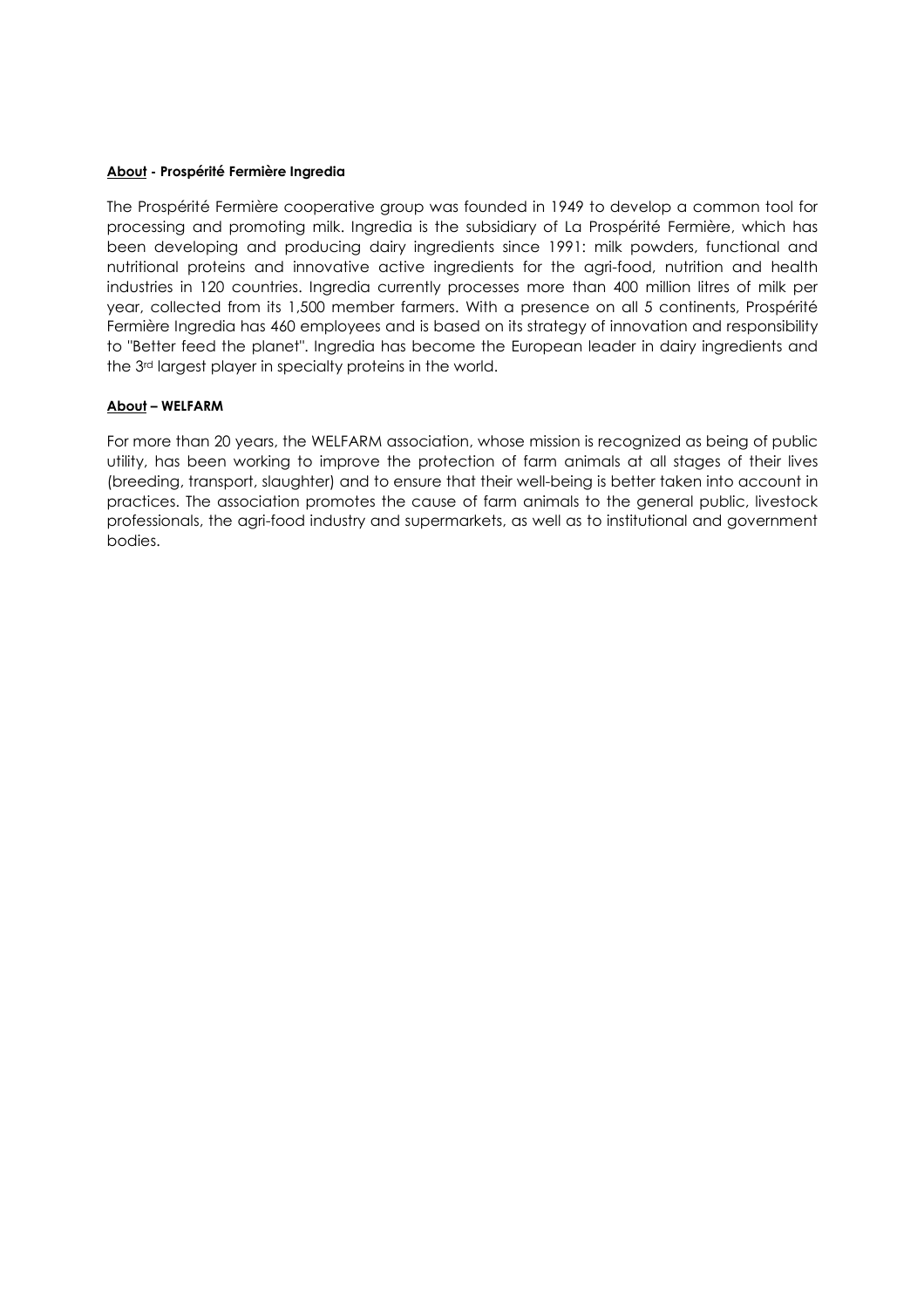**<u>About</u> - Prospérité Fermière Ingredia**

The Prospérité Fermière cooperative group was founded in 1949 to develop a common tool for processing and promoting milk. Ingredia is the subsidiary of La Prospérité Fermière, which has been developing and producing dairy ingredients since 1991: milk powders, functional and nutritional proteins and innovative active ingredients for the agri-food, nutrition and health industries in 120 countries. Ingredia currently processes more than 400 million litres of milk per year, collected from its 1,500 member farmers. With a presence on all 5 continents, Prospérité Fermière Ingredia has 460 employees and is based on its strategy of innovation and responsibility to "Better feed the planet". Ingredia has become the European leader in dairy ingredients and the 3rd largest player in specialty proteins in the world.

**<u>About</u> – WELFARM**

For more than 20 years, the WELFARM association, whose mission is recognized as being of public utility, has been working to improve the protection of farm animals at all stages of their lives (breeding, transport, slaughter) and to ensure that their well-being is better taken into account in practices. The association promotes the cause of farm animals to the general public, livestock professionals, the agri-food industry and supermarkets, as well as to institutional and government bodies.